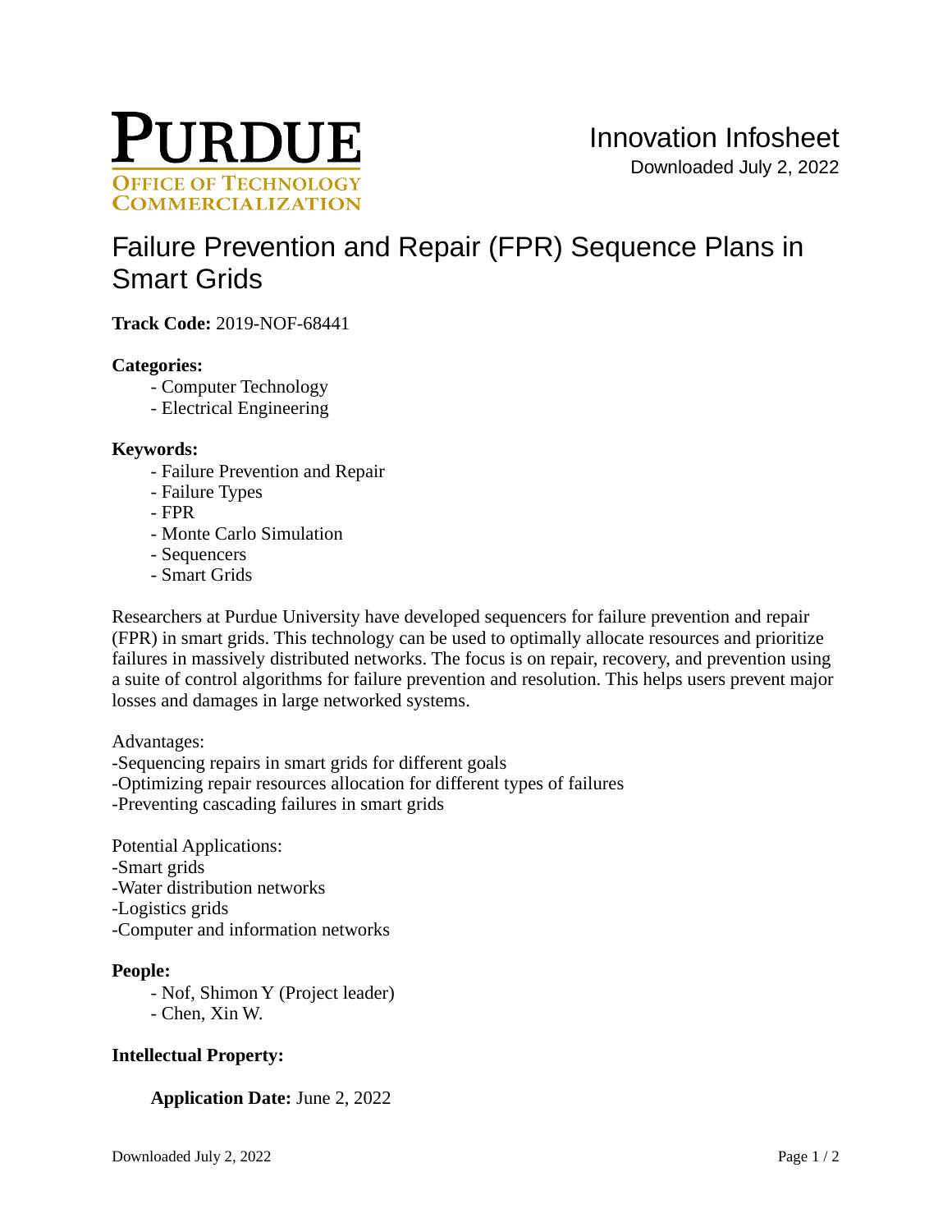PURDUE
OFFICE OF TECHNOLOGY COMMERCIALIZATION

Innovation Infosheet
Downloaded July 2, 2022

# Failure Prevention and Repair (FPR) Sequence Plans in Smart Grids

**Track Code:** 2019-NOF-68441

**Categories:**

- Computer Technology
- Electrical Engineering

**Keywords:**

- Failure Prevention and Repair
- Failure Types
- FPR
- Monte Carlo Simulation
- Sequencers
- Smart Grids

Researchers at Purdue University have developed sequencers for failure prevention and repair (FPR) in smart grids. This technology can be used to optimally allocate resources and prioritize failures in massively distributed networks. The focus is on repair, recovery, and prevention using a suite of control algorithms for failure prevention and resolution. This helps users prevent major losses and damages in large networked systems.

Advantages:
-Sequencing repairs in smart grids for different goals
-Optimizing repair resources allocation for different types of failures
-Preventing cascading failures in smart grids

Potential Applications:
-Smart grids
-Water distribution networks
-Logistics grids
-Computer and information networks

**People:**

- Nof, Shimon Y (Project leader)
- Chen, Xin W.

**Intellectual Property:**

**Application Date:** June 2, 2022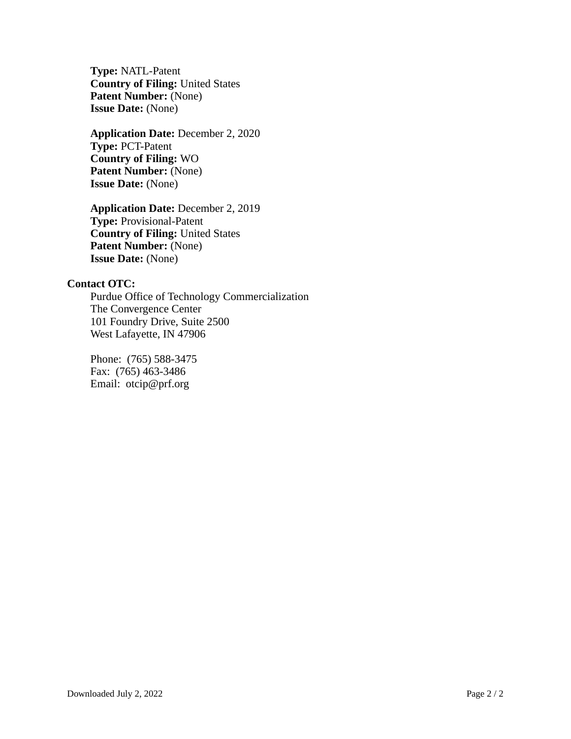**Type:** NATL-Patent
**Country of Filing:** United States
**Patent Number:** (None)
**Issue Date:** (None)

**Application Date:** December 2, 2020
**Type:** PCT-Patent
**Country of Filing:** WO
**Patent Number:** (None)
**Issue Date:** (None)

**Application Date:** December 2, 2019
**Type:** Provisional-Patent
**Country of Filing:** United States
**Patent Number:** (None)
**Issue Date:** (None)

**Contact OTC:**

Purdue Office of Technology Commercialization
The Convergence Center
101 Foundry Drive, Suite 2500
West Lafayette, IN 47906

Phone: (765) 588-3475
Fax: (765) 463-3486
Email: otcip@prf.org

Downloaded July 2, 2022